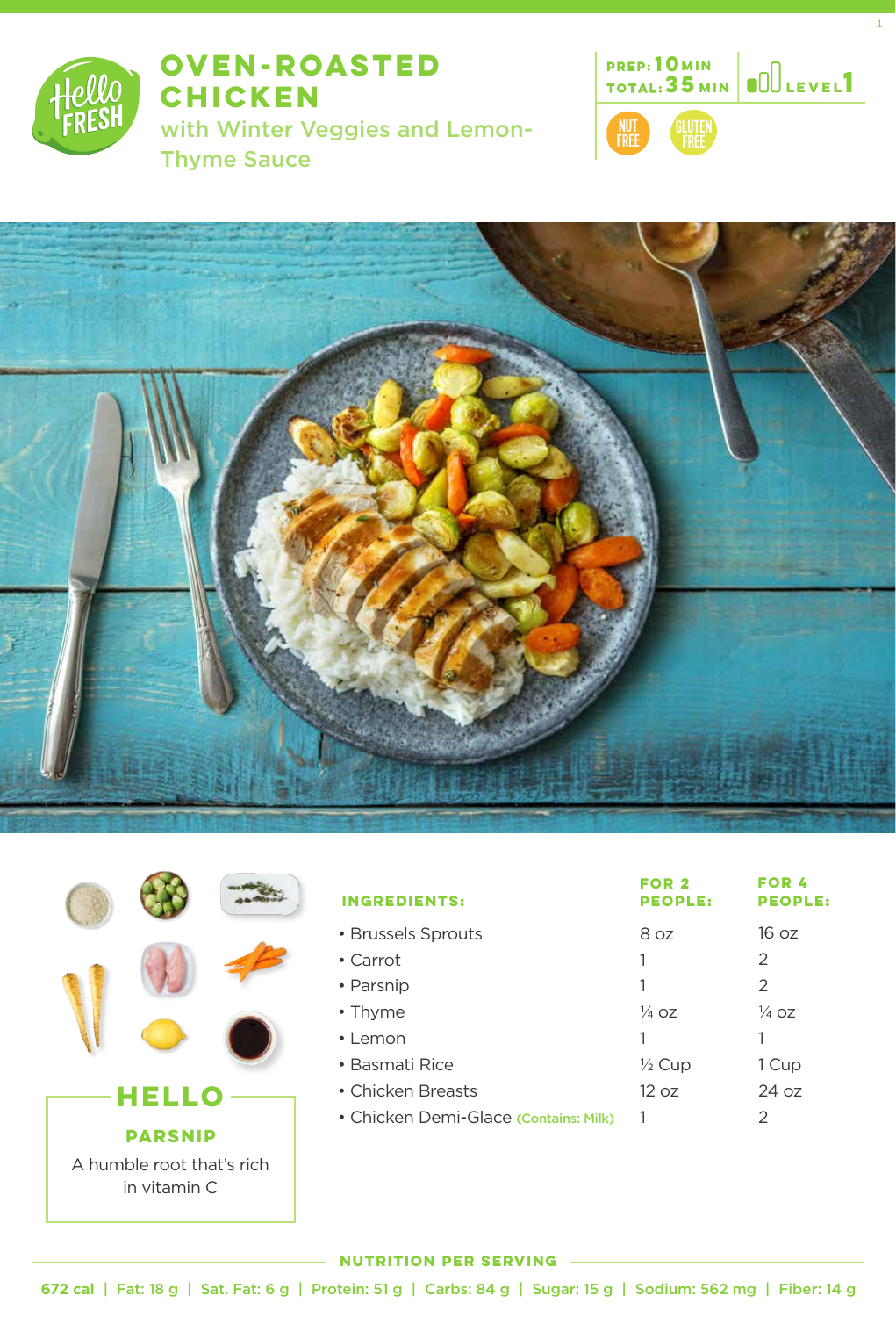# OVEN-ROASTED CHICKEN

## with Winter Veggies and Lemon-Thyme Sauce

PREP: 10 MIN
TOTAL: 35 MIN

LEVEL 1

NUT FREE

GLUTEN FREE

| INGREDIENTS: | FOR 2 PEOPLE: | FOR 4 PEOPLE: |
|---|---|---|
| • Brussels Sprouts | 8 oz | 16 oz |
| • Carrot | 1 | 2 |
| • Parsnip | 1 | 2 |
| • Thyme | ¼ oz | ¼ oz |
| • Lemon | 1 | 1 |
| • Basmati Rice | ½ Cup | 1 Cup |
| • Chicken Breasts | 12 oz | 24 oz |
| • Chicken Demi-Glace (Contains: Milk) | 1 | 2 |

## HELLO

### PARSNIP

A humble root that's rich in vitamin C

### NUTRITION PER SERVING

672 cal | Fat: 18 g | Sat. Fat: 6 g | Protein: 51 g | Carbs: 84 g | Sugar: 15 g | Sodium: 562 mg | Fiber: 14 g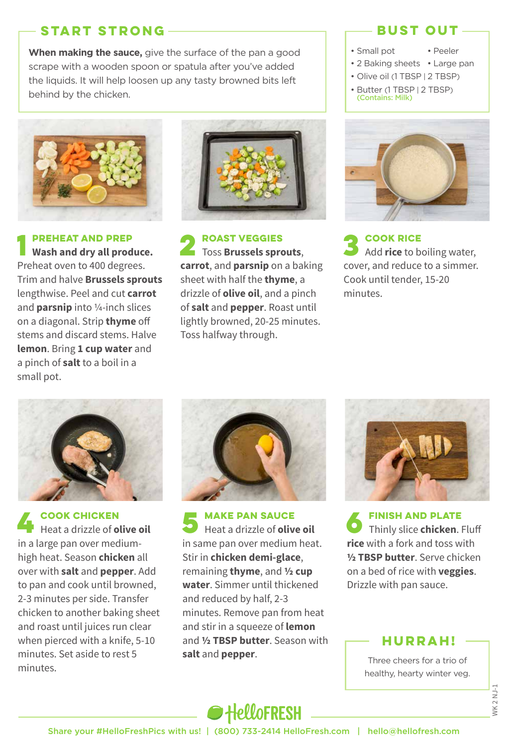## START STRONG

**When making the sauce,** give the surface of the pan a good scrape with a wooden spoon or spatula after you've added the liquids. It will help loosen up any tasty browned bits left behind by the chicken.

## BUST OUT

- Small pot
- Peeler
- 2 Baking sheets
- Large pan
- Olive oil (1 TBSP | 2 TBSP)
- Butter (1 TBSP | 2 TBSP) (Contains: Milk)

### 1 PREHEAT AND PREP

**Wash and dry all produce.** Preheat oven to 400 degrees. Trim and halve **Brussels sprouts** lengthwise. Peel and cut **carrot** and **parsnip** into ¼-inch slices on a diagonal. Strip **thyme** off stems and discard stems. Halve **lemon**. Bring **1 cup water** and a pinch of **salt** to a boil in a small pot.

### 2 ROAST VEGGIES

Toss **Brussels sprouts**, **carrot**, and **parsnip** on a baking sheet with half the **thyme**, a drizzle of **olive oil**, and a pinch of **salt** and **pepper**. Roast until lightly browned, 20-25 minutes. Toss halfway through.

### 3 COOK RICE

Add **rice** to boiling water, cover, and reduce to a simmer. Cook until tender, 15-20 minutes.

### 4 COOK CHICKEN

Heat a drizzle of **olive oil** in a large pan over medium-high heat. Season **chicken** all over with **salt** and **pepper**. Add to pan and cook until browned, 2-3 minutes per side. Transfer chicken to another baking sheet and roast until juices run clear when pierced with a knife, 5-10 minutes. Set aside to rest 5 minutes.

### 5 MAKE PAN SAUCE

Heat a drizzle of **olive oil** in same pan over medium heat. Stir in **chicken demi-glace**, remaining **thyme**, and **½ cup water**. Simmer until thickened and reduced by half, 2-3 minutes. Remove pan from heat and stir in a squeeze of **lemon** and **½ TBSP butter**. Season with **salt** and **pepper**.

### 6 FINISH AND PLATE

Thinly slice **chicken**. Fluff **rice** with a fork and toss with **½ TBSP butter**. Serve chicken on a bed of rice with **veggies**. Drizzle with pan sauce.

## HURRAH!

Three cheers for a trio of healthy, hearty winter veg.

WK 2 NJ-1

HelloFRESH

Share your #HelloFreshPics with us! | (800) 733-2414 HelloFresh.com | hello@hellofresh.com